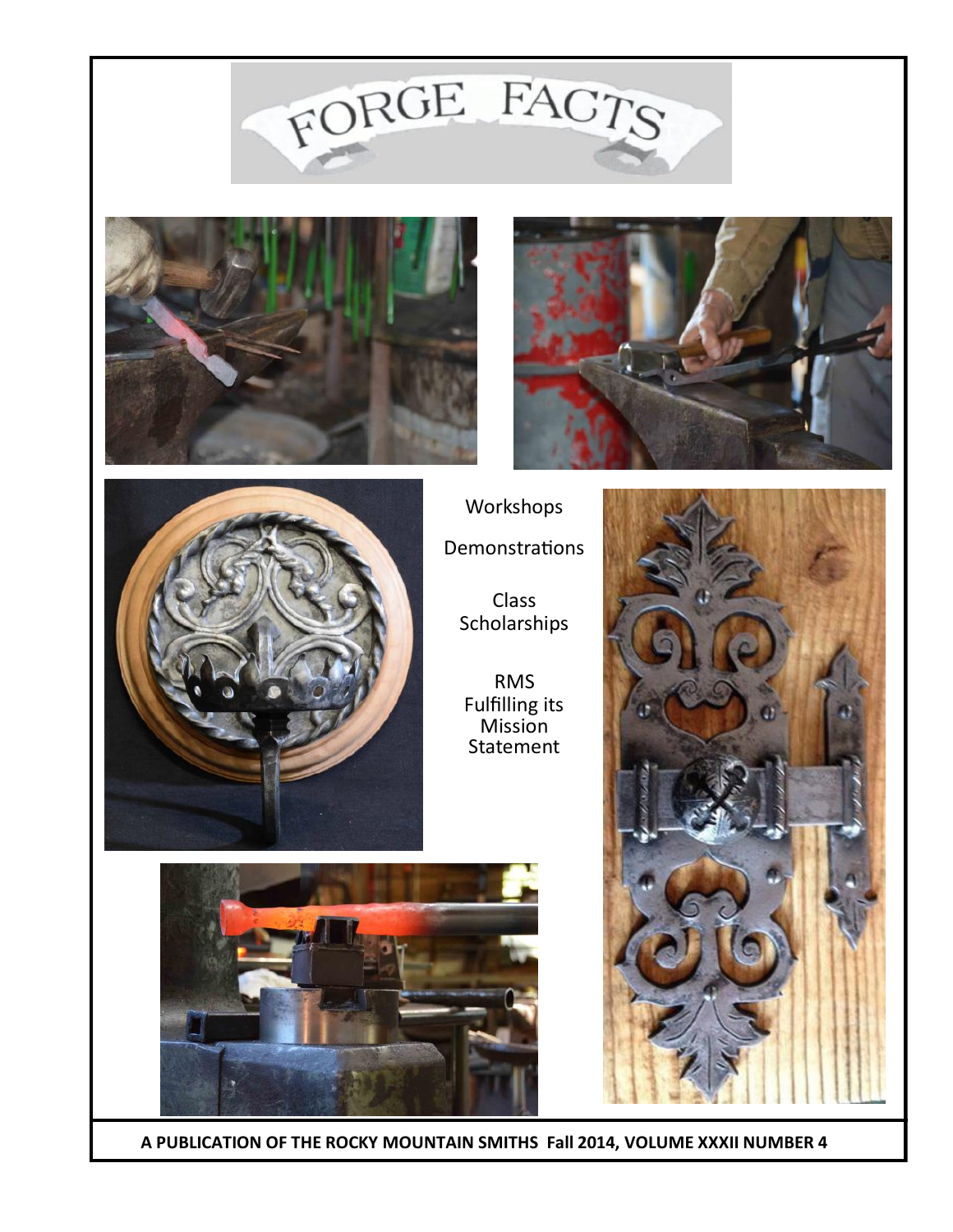# FORGE FACTS

Workshops

Demonstrations

Class Scholarships

RMS Fulfilling its Mission Statement

**A PUBLICATION OF THE ROCKY MOUNTAIN SMITHS Fall 2014, VOLUME XXXII NUMBER 4**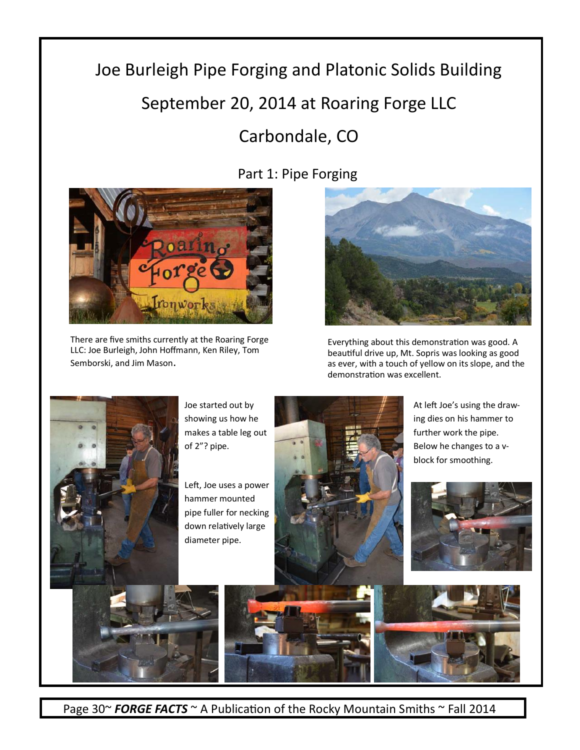# Joe Burleigh Pipe Forging and Platonic Solids Building

## September 20, 2014 at Roaring Forge LLC

## Carbondale, CO

### Part 1: Pipe Forging

There are five smiths currently at the Roaring Forge LLC: Joe Burleigh, John Hoffmann, Ken Riley, Tom Semborski, and Jim Mason.

Everything about this demonstration was good. A beautiful drive up, Mt. Sopris was looking as good as ever, with a touch of yellow on its slope, and the demonstration was excellent.

Joe started out by showing us how he makes a table leg out of 2"? pipe.

Left, Joe uses a power hammer mounted pipe fuller for necking down relatively large diameter pipe.

At left Joe's using the drawing dies on his hammer to further work the pipe. Below he changes to a v-block for smoothing.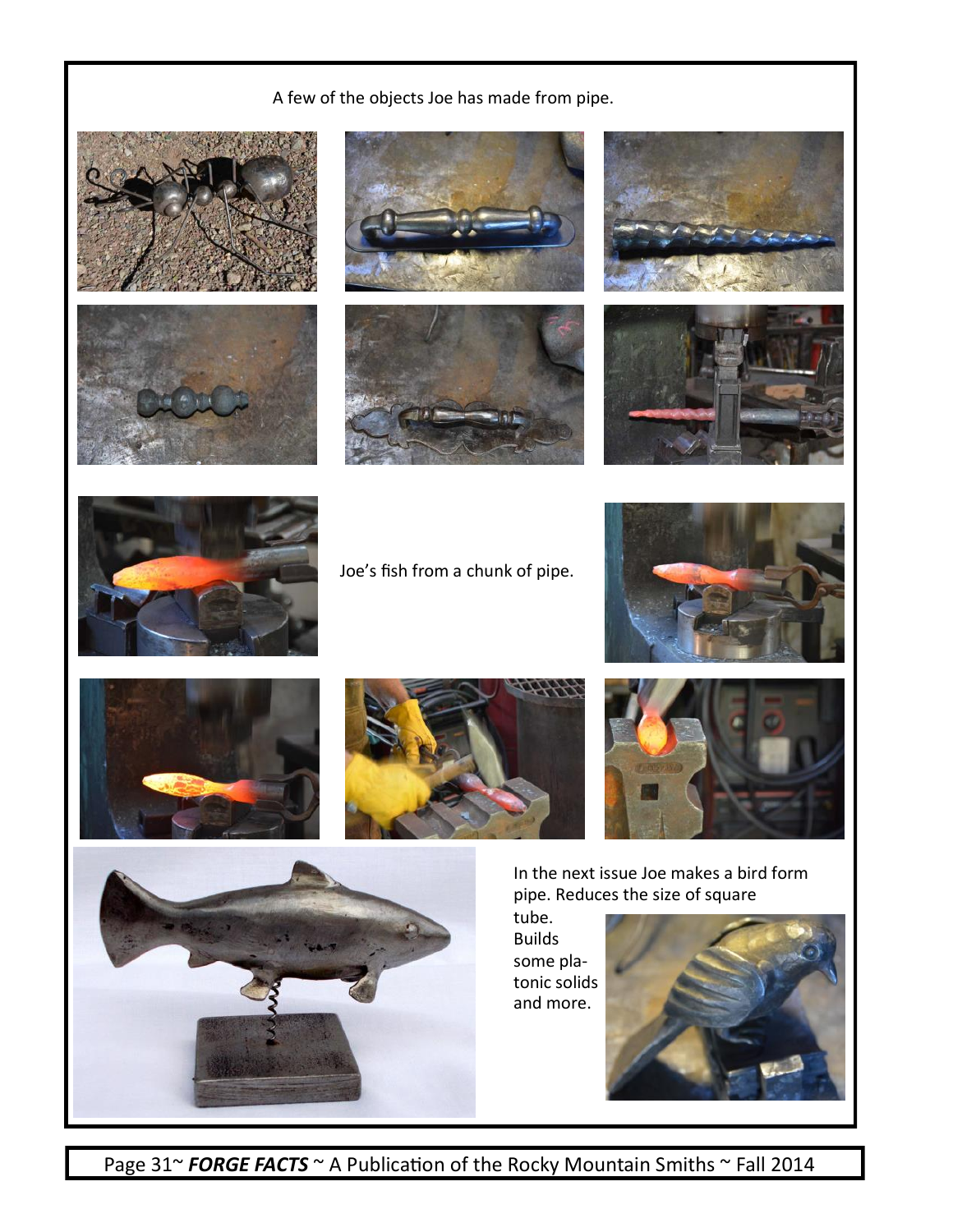A few of the objects Joe has made from pipe.

Joe's fish from a chunk of pipe.

In the next issue Joe makes a bird form pipe. Reduces the size of square tube. Builds some platonic solids and more.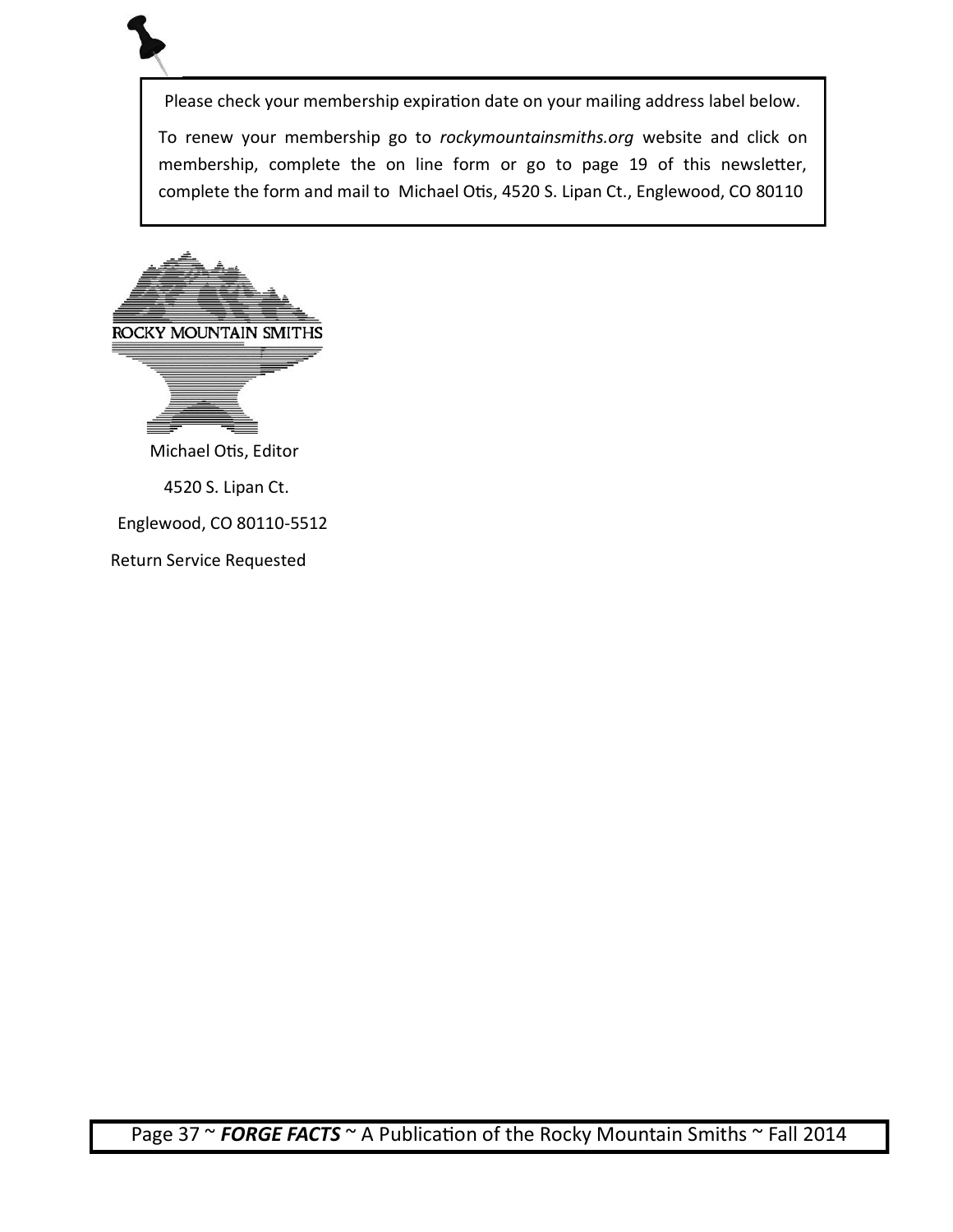Please check your membership expiration date on your mailing address label below.

To renew your membership go to *rockymountainsmiths.org* website and click on membership, complete the on line form or go to page 19 of this newsletter, complete the form and mail to Michael Otis, 4520 S. Lipan Ct., Englewood, CO 80110

ROCKY MOUNTAIN SMITHS

Michael Otis, Editor

4520 S. Lipan Ct.

Englewood, CO 80110-5512

Return Service Requested